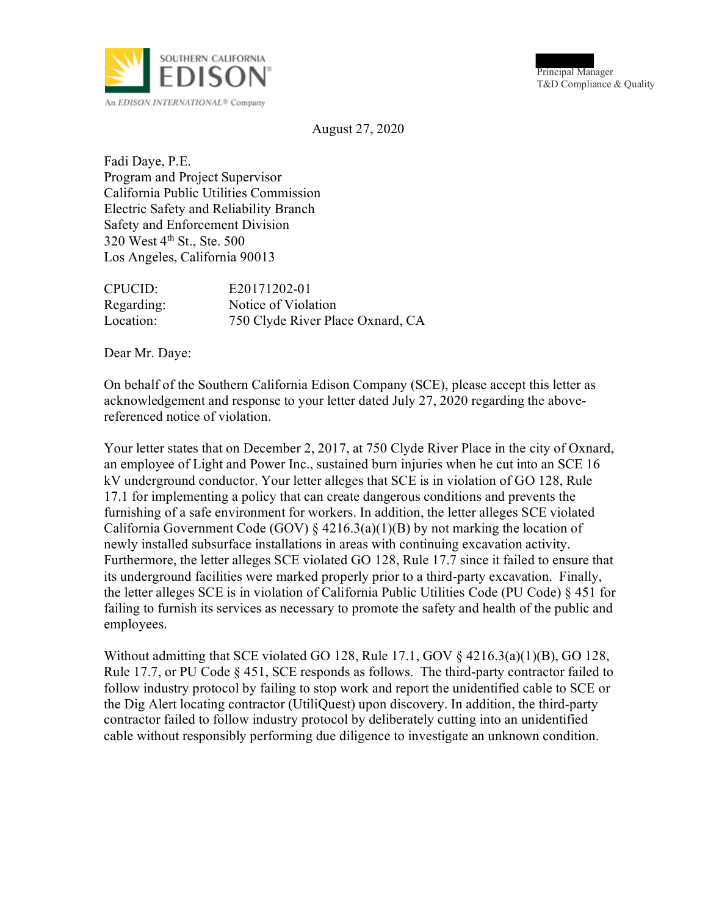SOUTHERN CALIFORNIA EDISON

An EDISON INTERNATIONAL® Company

Principal Manager
T&D Compliance & Quality

August 27, 2020

Fadi Daye, P.E.
Program and Project Supervisor
California Public Utilities Commission
Electric Safety and Reliability Branch
Safety and Enforcement Division
320 West 4th St., Ste. 500
Los Angeles, California 90013

| | |
|---|---|
| CPUCID: | E20171202-01 |
| Regarding: | Notice of Violation |
| Location: | 750 Clyde River Place Oxnard, CA |

Dear Mr. Daye:

On behalf of the Southern California Edison Company (SCE), please accept this letter as acknowledgement and response to your letter dated July 27, 2020 regarding the above-referenced notice of violation.

Your letter states that on December 2, 2017, at 750 Clyde River Place in the city of Oxnard, an employee of Light and Power Inc., sustained burn injuries when he cut into an SCE 16 kV underground conductor. Your letter alleges that SCE is in violation of GO 128, Rule 17.1 for implementing a policy that can create dangerous conditions and prevents the furnishing of a safe environment for workers. In addition, the letter alleges SCE violated California Government Code (GOV) § 4216.3(a)(1)(B) by not marking the location of newly installed subsurface installations in areas with continuing excavation activity. Furthermore, the letter alleges SCE violated GO 128, Rule 17.7 since it failed to ensure that its underground facilities were marked properly prior to a third-party excavation. Finally, the letter alleges SCE is in violation of California Public Utilities Code (PU Code) § 451 for failing to furnish its services as necessary to promote the safety and health of the public and employees.

Without admitting that SCE violated GO 128, Rule 17.1, GOV § 4216.3(a)(1)(B), GO 128, Rule 17.7, or PU Code § 451, SCE responds as follows. The third-party contractor failed to follow industry protocol by failing to stop work and report the unidentified cable to SCE or the Dig Alert locating contractor (UtiliQuest) upon discovery. In addition, the third-party contractor failed to follow industry protocol by deliberately cutting into an unidentified cable without responsibly performing due diligence to investigate an unknown condition.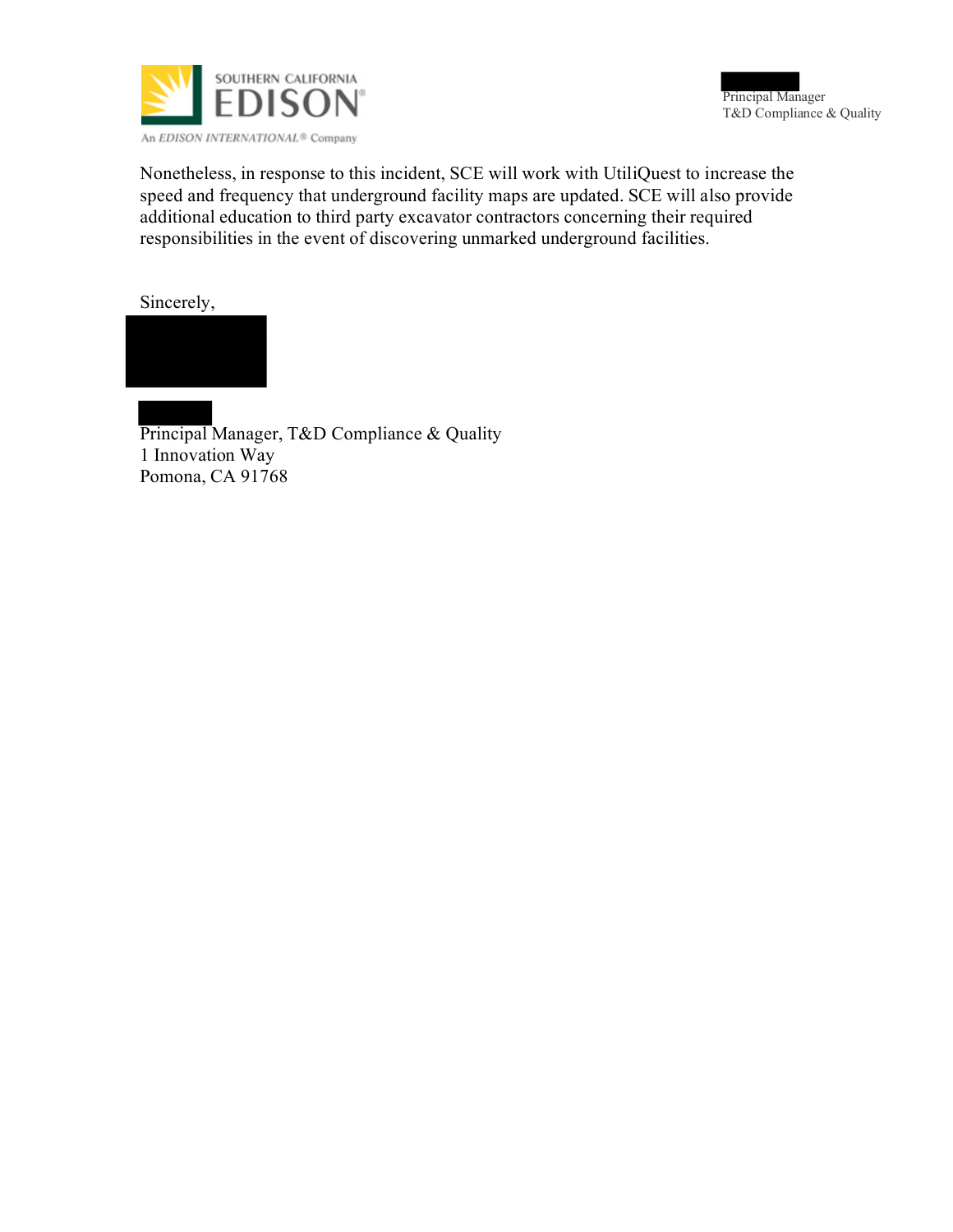Principal Manager
T&D Compliance & Quality

Nonetheless, in response to this incident, SCE will work with UtiliQuest to increase the speed and frequency that underground facility maps are updated. SCE will also provide additional education to third party excavator contractors concerning their required responsibilities in the event of discovering unmarked underground facilities.

Sincerely,

Principal Manager, T&D Compliance & Quality
1 Innovation Way
Pomona, CA 91768